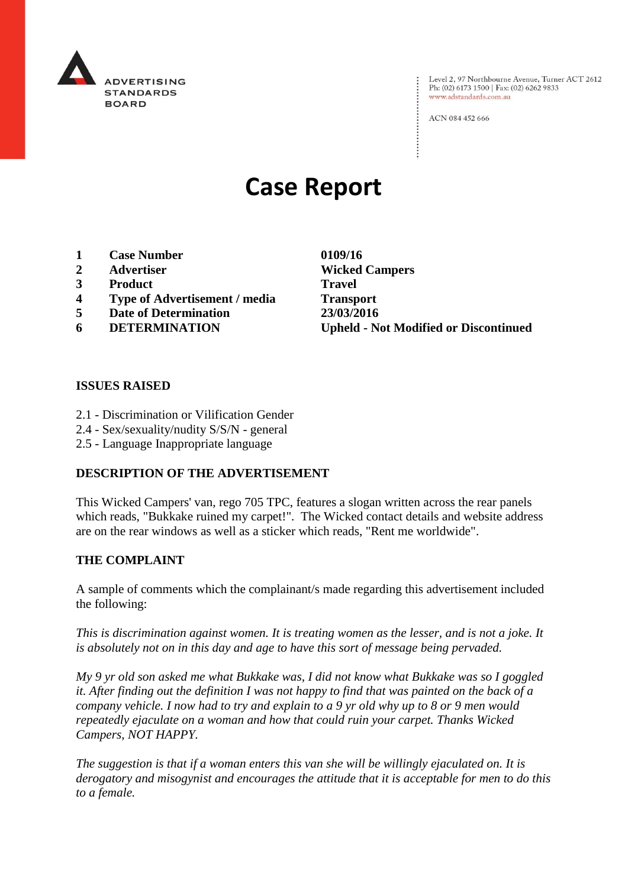ADVERTISING STANDARDS BOARD

Level 2, 97 Northbourne Avenue, Turner ACT 2612
Ph: (02) 6173 1500 | Fax: (02) 6262 9833
www.adstandards.com.au

ACN 084 452 666

# Case Report

| | | |
|---|---|---|
| **1** | **Case Number** | **0109/16** |
| **2** | **Advertiser** | **Wicked Campers** |
| **3** | **Product** | **Travel** |
| **4** | **Type of Advertisement / media** | **Transport** |
| **5** | **Date of Determination** | **23/03/2016** |
| **6** | **DETERMINATION** | **Upheld - Not Modified or Discontinued** |

## ISSUES RAISED

2.1 - Discrimination or Vilification Gender
2.4 - Sex/sexuality/nudity S/S/N - general
2.5 - Language Inappropriate language

## DESCRIPTION OF THE ADVERTISEMENT

This Wicked Campers' van, rego 705 TPC, features a slogan written across the rear panels which reads, "Bukkake ruined my carpet!". The Wicked contact details and website address are on the rear windows as well as a sticker which reads, "Rent me worldwide".

## THE COMPLAINT

A sample of comments which the complainant/s made regarding this advertisement included the following:

*This is discrimination against women. It is treating women as the lesser, and is not a joke. It is absolutely not on in this day and age to have this sort of message being pervaded.*

*My 9 yr old son asked me what Bukkake was, I did not know what Bukkake was so I goggled it. After finding out the definition I was not happy to find that was painted on the back of a company vehicle. I now had to try and explain to a 9 yr old why up to 8 or 9 men would repeatedly ejaculate on a woman and how that could ruin your carpet. Thanks Wicked Campers, NOT HAPPY.*

*The suggestion is that if a woman enters this van she will be willingly ejaculated on. It is derogatory and misogynist and encourages the attitude that it is acceptable for men to do this to a female.*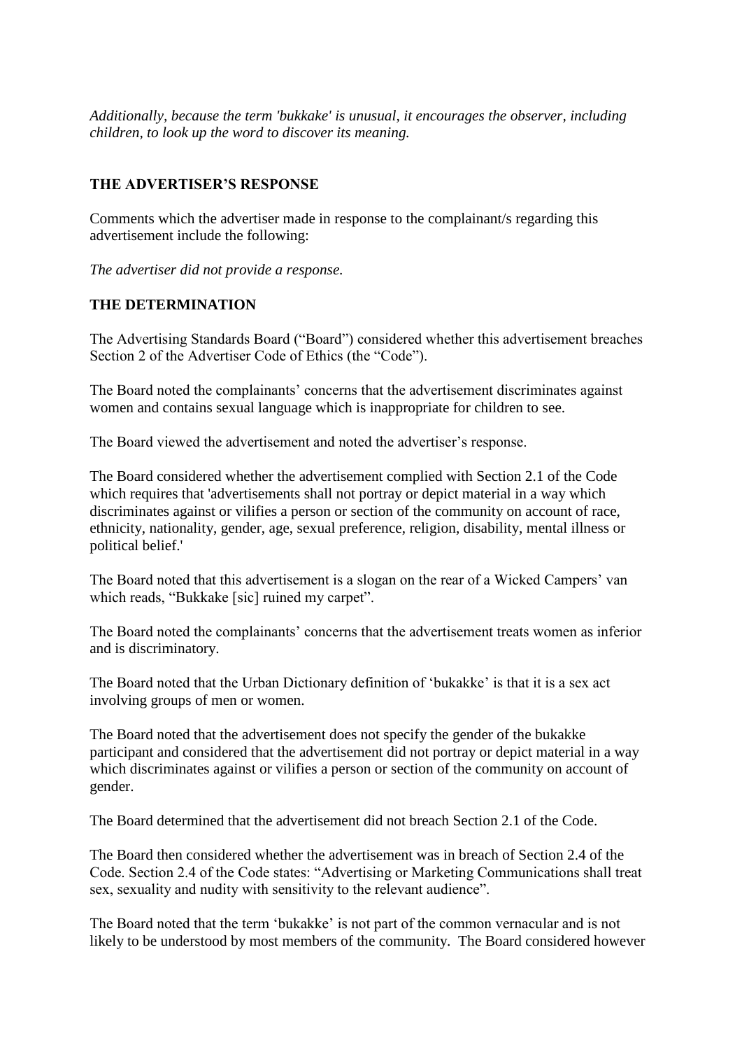*Additionally, because the term 'bukkake' is unusual, it encourages the observer, including children, to look up the word to discover its meaning.*

## THE ADVERTISER'S RESPONSE

Comments which the advertiser made in response to the complainant/s regarding this advertisement include the following:

*The advertiser did not provide a response.*

## THE DETERMINATION

The Advertising Standards Board ("Board") considered whether this advertisement breaches Section 2 of the Advertiser Code of Ethics (the "Code").

The Board noted the complainants' concerns that the advertisement discriminates against women and contains sexual language which is inappropriate for children to see.

The Board viewed the advertisement and noted the advertiser's response.

The Board considered whether the advertisement complied with Section 2.1 of the Code which requires that 'advertisements shall not portray or depict material in a way which discriminates against or vilifies a person or section of the community on account of race, ethnicity, nationality, gender, age, sexual preference, religion, disability, mental illness or political belief.'

The Board noted that this advertisement is a slogan on the rear of a Wicked Campers' van which reads, "Bukkake [sic] ruined my carpet".

The Board noted the complainants' concerns that the advertisement treats women as inferior and is discriminatory.

The Board noted that the Urban Dictionary definition of 'bukakke' is that it is a sex act involving groups of men or women.

The Board noted that the advertisement does not specify the gender of the bukakke participant and considered that the advertisement did not portray or depict material in a way which discriminates against or vilifies a person or section of the community on account of gender.

The Board determined that the advertisement did not breach Section 2.1 of the Code.

The Board then considered whether the advertisement was in breach of Section 2.4 of the Code. Section 2.4 of the Code states: "Advertising or Marketing Communications shall treat sex, sexuality and nudity with sensitivity to the relevant audience".

The Board noted that the term 'bukakke' is not part of the common vernacular and is not likely to be understood by most members of the community. The Board considered however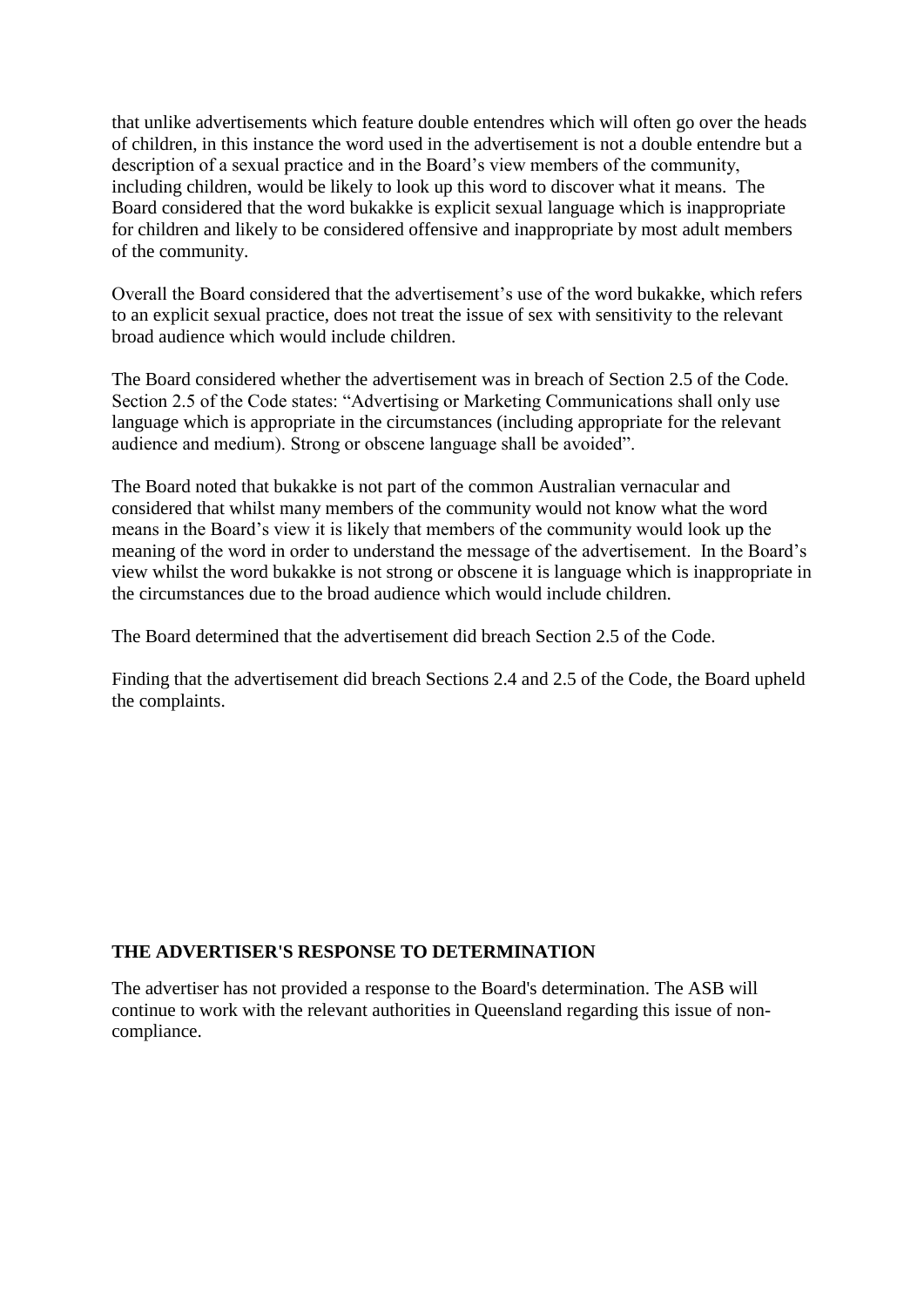that unlike advertisements which feature double entendres which will often go over the heads of children, in this instance the word used in the advertisement is not a double entendre but a description of a sexual practice and in the Board's view members of the community, including children, would be likely to look up this word to discover what it means. The Board considered that the word bukakke is explicit sexual language which is inappropriate for children and likely to be considered offensive and inappropriate by most adult members of the community.

Overall the Board considered that the advertisement's use of the word bukakke, which refers to an explicit sexual practice, does not treat the issue of sex with sensitivity to the relevant broad audience which would include children.

The Board considered whether the advertisement was in breach of Section 2.5 of the Code. Section 2.5 of the Code states: "Advertising or Marketing Communications shall only use language which is appropriate in the circumstances (including appropriate for the relevant audience and medium). Strong or obscene language shall be avoided".

The Board noted that bukakke is not part of the common Australian vernacular and considered that whilst many members of the community would not know what the word means in the Board's view it is likely that members of the community would look up the meaning of the word in order to understand the message of the advertisement. In the Board's view whilst the word bukakke is not strong or obscene it is language which is inappropriate in the circumstances due to the broad audience which would include children.

The Board determined that the advertisement did breach Section 2.5 of the Code.

Finding that the advertisement did breach Sections 2.4 and 2.5 of the Code, the Board upheld the complaints.

**THE ADVERTISER'S RESPONSE TO DETERMINATION**

The advertiser has not provided a response to the Board's determination. The ASB will continue to work with the relevant authorities in Queensland regarding this issue of non-compliance.